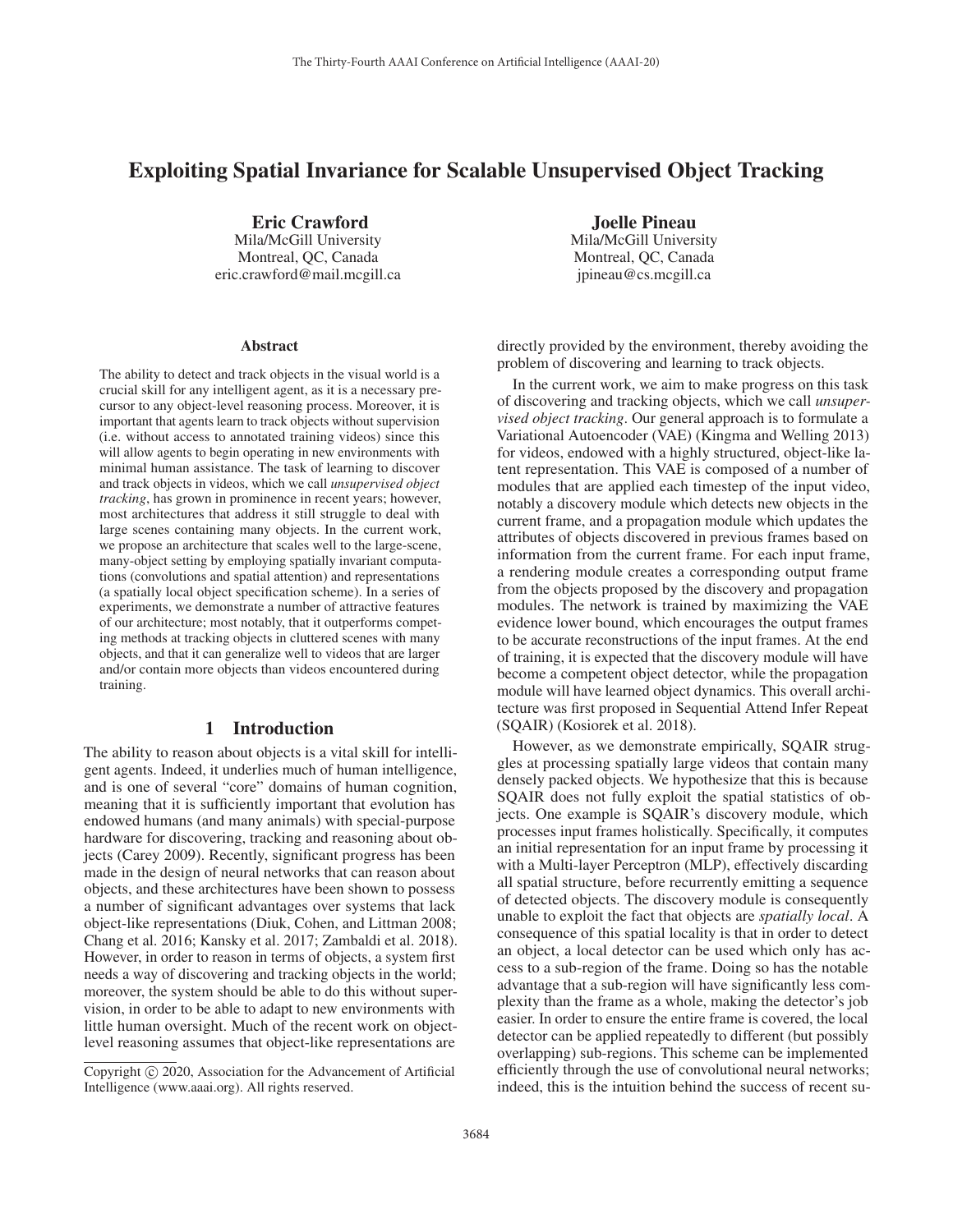# Exploiting Spatial Invariance for Scalable Unsupervised Object Tracking

**Eric Crawford**
Mila/McGill University
Montreal, QC, Canada
eric.crawford@mail.mcgill.ca

**Joelle Pineau**
Mila/McGill University
Montreal, QC, Canada
jpineau@cs.mcgill.ca

### Abstract

The ability to detect and track objects in the visual world is a crucial skill for any intelligent agent, as it is a necessary precursor to any object-level reasoning process. Moreover, it is important that agents learn to track objects without supervision (i.e. without access to annotated training videos) since this will allow agents to begin operating in new environments with minimal human assistance. The task of learning to discover and track objects in videos, which we call *unsupervised object tracking*, has grown in prominence in recent years; however, most architectures that address it still struggle to deal with large scenes containing many objects. In the current work, we propose an architecture that scales well to the large-scene, many-object setting by employing spatially invariant computations (convolutions and spatial attention) and representations (a spatially local object specification scheme). In a series of experiments, we demonstrate a number of attractive features of our architecture; most notably, that it outperforms competing methods at tracking objects in cluttered scenes with many objects, and that it can generalize well to videos that are larger and/or contain more objects than videos encountered during training.

## 1 Introduction

The ability to reason about objects is a vital skill for intelligent agents. Indeed, it underlies much of human intelligence, and is one of several "core" domains of human cognition, meaning that it is sufficiently important that evolution has endowed humans (and many animals) with special-purpose hardware for discovering, tracking and reasoning about objects (Carey 2009). Recently, significant progress has been made in the design of neural networks that can reason about objects, and these architectures have been shown to possess a number of significant advantages over systems that lack object-like representations (Diuk, Cohen, and Littman 2008; Chang et al. 2016; Kansky et al. 2017; Zambaldi et al. 2018). However, in order to reason in terms of objects, a system first needs a way of discovering and tracking objects in the world; moreover, the system should be able to do this without supervision, in order to be able to adapt to new environments with little human oversight. Much of the recent work on object-level reasoning assumes that object-like representations are directly provided by the environment, thereby avoiding the problem of discovering and learning to track objects.

In the current work, we aim to make progress on this task of discovering and tracking objects, which we call *unsupervised object tracking*. Our general approach is to formulate a Variational Autoencoder (VAE) (Kingma and Welling 2013) for videos, endowed with a highly structured, object-like latent representation. This VAE is composed of a number of modules that are applied each timestep of the input video, notably a discovery module which detects new objects in the current frame, and a propagation module which updates the attributes of objects discovered in previous frames based on information from the current frame. For each input frame, a rendering module creates a corresponding output frame from the objects proposed by the discovery and propagation modules. The network is trained by maximizing the VAE evidence lower bound, which encourages the output frames to be accurate reconstructions of the input frames. At the end of training, it is expected that the discovery module will have become a competent object detector, while the propagation module will have learned object dynamics. This overall architecture was first proposed in Sequential Attend Infer Repeat (SQAIR) (Kosiorek et al. 2018).

However, as we demonstrate empirically, SQAIR struggles at processing spatially large videos that contain many densely packed objects. We hypothesize that this is because SQAIR does not fully exploit the spatial statistics of objects. One example is SQAIR's discovery module, which processes input frames holistically. Specifically, it computes an initial representation for an input frame by processing it with a Multi-layer Perceptron (MLP), effectively discarding all spatial structure, before recurrently emitting a sequence of detected objects. The discovery module is consequently unable to exploit the fact that objects are *spatially local*. A consequence of this spatial locality is that in order to detect an object, a local detector can be used which only has access to a sub-region of the frame. Doing so has the notable advantage that a sub-region will have significantly less complexity than the frame as a whole, making the detector's job easier. In order to ensure the entire frame is covered, the local detector can be applied repeatedly to different (but possibly overlapping) sub-regions. This scheme can be implemented efficiently through the use of convolutional neural networks; indeed, this is the intuition behind the success of recent su-

Copyright © 2020, Association for the Advancement of Artificial Intelligence (www.aaai.org). All rights reserved.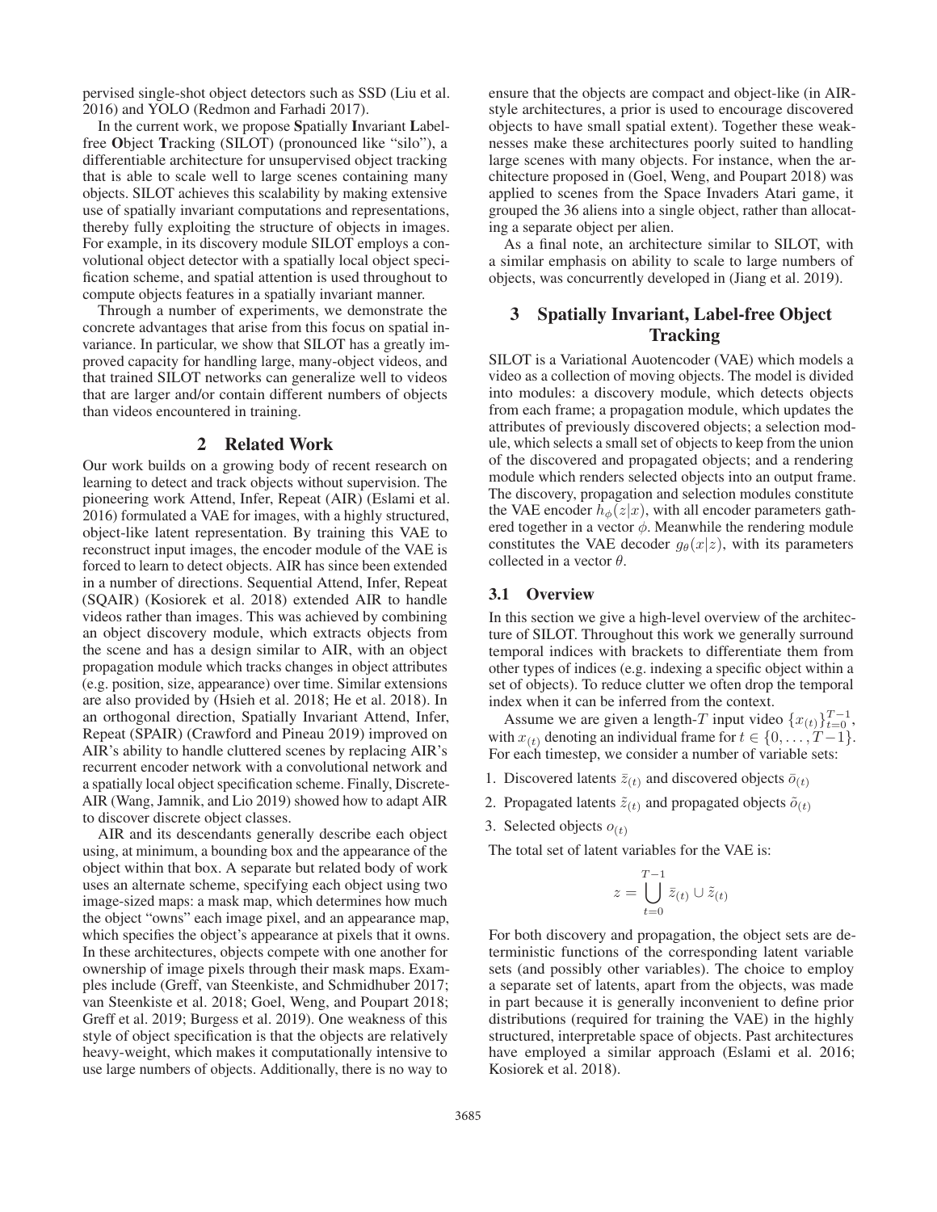pervised single-shot object detectors such as SSD (Liu et al. 2016) and YOLO (Redmon and Farhadi 2017).

In the current work, we propose **S**patially **I**nvariant **L**abel-free **O**bject **T**racking (SILOT) (pronounced like "silo"), a differentiable architecture for unsupervised object tracking that is able to scale well to large scenes containing many objects. SILOT achieves this scalability by making extensive use of spatially invariant computations and representations, thereby fully exploiting the structure of objects in images. For example, in its discovery module SILOT employs a convolutional object detector with a spatially local object specification scheme, and spatial attention is used throughout to compute objects features in a spatially invariant manner.

Through a number of experiments, we demonstrate the concrete advantages that arise from this focus on spatial invariance. In particular, we show that SILOT has a greatly improved capacity for handling large, many-object videos, and that trained SILOT networks can generalize well to videos that are larger and/or contain different numbers of objects than videos encountered in training.

## 2 Related Work

Our work builds on a growing body of recent research on learning to detect and track objects without supervision. The pioneering work Attend, Infer, Repeat (AIR) (Eslami et al. 2016) formulated a VAE for images, with a highly structured, object-like latent representation. By training this VAE to reconstruct input images, the encoder module of the VAE is forced to learn to detect objects. AIR has since been extended in a number of directions. Sequential Attend, Infer, Repeat (SQAIR) (Kosiorek et al. 2018) extended AIR to handle videos rather than images. This was achieved by combining an object discovery module, which extracts objects from the scene and has a design similar to AIR, with an object propagation module which tracks changes in object attributes (e.g. position, size, appearance) over time. Similar extensions are also provided by (Hsieh et al. 2018; He et al. 2018). In an orthogonal direction, Spatially Invariant Attend, Infer, Repeat (SPAIR) (Crawford and Pineau 2019) improved on AIR's ability to handle cluttered scenes by replacing AIR's recurrent encoder network with a convolutional network and a spatially local object specification scheme. Finally, Discrete-AIR (Wang, Jamnik, and Lio 2019) showed how to adapt AIR to discover discrete object classes.

AIR and its descendants generally describe each object using, at minimum, a bounding box and the appearance of the object within that box. A separate but related body of work uses an alternate scheme, specifying each object using two image-sized maps: a mask map, which determines how much the object "owns" each image pixel, and an appearance map, which specifies the object's appearance at pixels that it owns. In these architectures, objects compete with one another for ownership of image pixels through their mask maps. Examples include (Greff, van Steenkiste, and Schmidhuber 2017; van Steenkiste et al. 2018; Goel, Weng, and Poupart 2018; Greff et al. 2019; Burgess et al. 2019). One weakness of this style of object specification is that the objects are relatively heavy-weight, which makes it computationally intensive to use large numbers of objects. Additionally, there is no way to ensure that the objects are compact and object-like (in AIR-style architectures, a prior is used to encourage discovered objects to have small spatial extent). Together these weaknesses make these architectures poorly suited to handling large scenes with many objects. For instance, when the architecture proposed in (Goel, Weng, and Poupart 2018) was applied to scenes from the Space Invaders Atari game, it grouped the 36 aliens into a single object, rather than allocating a separate object per alien.

As a final note, an architecture similar to SILOT, with a similar emphasis on ability to scale to large numbers of objects, was concurrently developed in (Jiang et al. 2019).

## 3 Spatially Invariant, Label-free Object Tracking

SILOT is a Variational Auotencoder (VAE) which models a video as a collection of moving objects. The model is divided into modules: a discovery module, which detects objects from each frame; a propagation module, which updates the attributes of previously discovered objects; a selection module, which selects a small set of objects to keep from the union of the discovered and propagated objects; and a rendering module which renders selected objects into an output frame. The discovery, propagation and selection modules constitute the VAE encoder $h_\phi(z|x)$, with all encoder parameters gathered together in a vector $\phi$. Meanwhile the rendering module constitutes the VAE decoder $g_\theta(x|z)$, with its parameters collected in a vector $\theta$.

### 3.1 Overview

In this section we give a high-level overview of the architecture of SILOT. Throughout this work we generally surround temporal indices with brackets to differentiate them from other types of indices (e.g. indexing a specific object within a set of objects). To reduce clutter we often drop the temporal index when it can be inferred from the context.

Assume we are given a length-$T$ input video $\{x_{(t)}\}_{t=0}^{T-1}$, with $x_{(t)}$ denoting an individual frame for $t \in \{0, \dots, T-1\}$. For each timestep, we consider a number of variable sets:

1. Discovered latents $\bar{z}_{(t)}$ and discovered objects $\bar{o}_{(t)}$
2. Propagated latents $\tilde{z}_{(t)}$ and propagated objects $\tilde{o}_{(t)}$
3. Selected objects $o_{(t)}$

The total set of latent variables for the VAE is:

$$z = \bigcup_{t=0}^{T-1} \bar{z}_{(t)} \cup \tilde{z}_{(t)}$$

For both discovery and propagation, the object sets are deterministic functions of the corresponding latent variable sets (and possibly other variables). The choice to employ a separate set of latents, apart from the objects, was made in part because it is generally inconvenient to define prior distributions (required for training the VAE) in the highly structured, interpretable space of objects. Past architectures have employed a similar approach (Eslami et al. 2016; Kosiorek et al. 2018).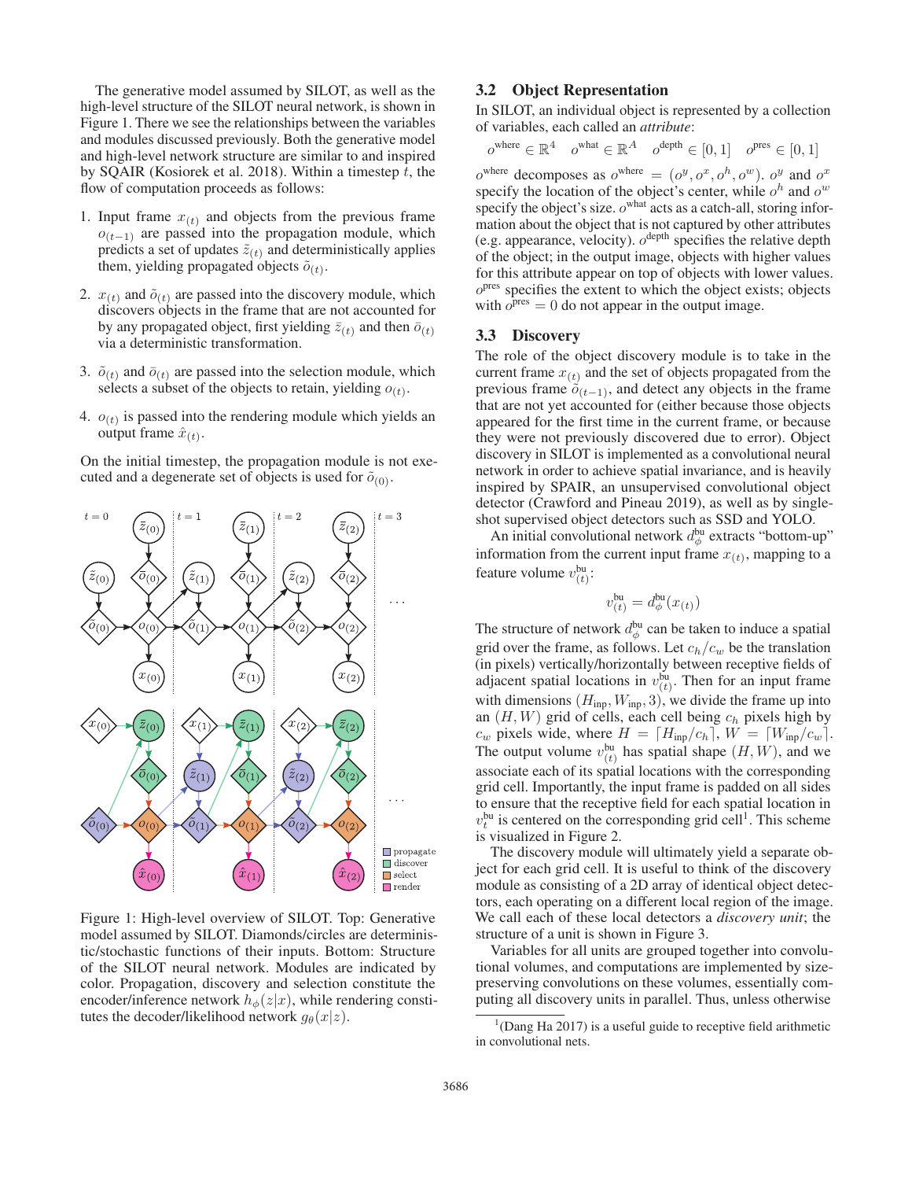The generative model assumed by SILOT, as well as the high-level structure of the SILOT neural network, is shown in Figure 1. There we see the relationships between the variables and modules discussed previously. Both the generative model and high-level network structure are similar to and inspired by SQAIR (Kosiorek et al. 2018). Within a timestep $t$, the flow of computation proceeds as follows:

1. Input frame $x_{(t)}$ and objects from the previous frame $o_{(t-1)}$ are passed into the propagation module, which predicts a set of updates $\tilde{z}_{(t)}$ and deterministically applies them, yielding propagated objects $\tilde{o}_{(t)}$.
2. $x_{(t)}$ and $\tilde{o}_{(t)}$ are passed into the discovery module, which discovers objects in the frame that are not accounted for by any propagated object, first yielding $\bar{z}_{(t)}$ and then $\bar{o}_{(t)}$ via a deterministic transformation.
3. $\tilde{o}_{(t)}$ and $\bar{o}_{(t)}$ are passed into the selection module, which selects a subset of the objects to retain, yielding $o_{(t)}$.
4. $o_{(t)}$ is passed into the rendering module which yields an output frame $\hat{x}_{(t)}$.

On the initial timestep, the propagation module is not executed and a degenerate set of objects is used for $\tilde{o}_{(0)}$.

Figure 1: High-level overview of SILOT. Top: Generative model assumed by SILOT. Diamonds/circles are deterministic/stochastic functions of their inputs. Bottom: Structure of the SILOT neural network. Modules are indicated by color. Propagation, discovery and selection constitute the encoder/inference network $h_\phi(z|x)$, while rendering constitutes the decoder/likelihood network $g_\theta(x|z)$.

## 3.2 Object Representation

In SILOT, an individual object is represented by a collection of variables, each called an *attribute*:

$$o^{\text{where}} \in \mathbb{R}^4 \quad o^{\text{what}} \in \mathbb{R}^A \quad o^{\text{depth}} \in [0, 1] \quad o^{\text{pres}} \in [0, 1]$$

$o^{\text{where}}$ decomposes as $o^{\text{where}} = (o^y, o^x, o^h, o^w)$. $o^y$ and $o^x$ specify the location of the object's center, while $o^h$ and $o^w$ specify the object's size. $o^{\text{what}}$ acts as a catch-all, storing information about the object that is not captured by other attributes (e.g. appearance, velocity). $o^{\text{depth}}$ specifies the relative depth of the object; in the output image, objects with higher values for this attribute appear on top of objects with lower values. $o^{\text{pres}}$ specifies the extent to which the object exists; objects with $o^{\text{pres}} = 0$ do not appear in the output image.

## 3.3 Discovery

The role of the object discovery module is to take in the current frame $x_{(t)}$ and the set of objects propagated from the previous frame $\tilde{o}_{(t-1)}$, and detect any objects in the frame that are not yet accounted for (either because those objects appeared for the first time in the current frame, or because they were not previously discovered due to error). Object discovery in SILOT is implemented as a convolutional neural network in order to achieve spatial invariance, and is heavily inspired by SPAIR, an unsupervised convolutional object detector (Crawford and Pineau 2019), as well as by single-shot supervised object detectors such as SSD and YOLO.

An initial convolutional network $d^{\text{bu}}_\phi$ extracts "bottom-up" information from the current input frame $x_{(t)}$, mapping to a feature volume $v^{\text{bu}}_{(t)}$:

$$v^{\text{bu}}_{(t)} = d^{\text{bu}}_\phi(x_{(t)})$$

The structure of network $d^{\text{bu}}_\phi$ can be taken to induce a spatial grid over the frame, as follows. Let $c_h/c_w$ be the translation (in pixels) vertically/horizontally between receptive fields of adjacent spatial locations in $v^{\text{bu}}_{(t)}$. Then for an input frame with dimensions $(H_{\text{inp}}, W_{\text{inp}}, 3)$, we divide the frame up into an $(H, W)$ grid of cells, each cell being $c_h$ pixels high by $c_w$ pixels wide, where $H = \lceil H_{\text{inp}}/c_h \rceil$, $W = \lceil W_{\text{inp}}/c_w \rceil$. The output volume $v^{\text{bu}}_{(t)}$ has spatial shape $(H, W)$, and we associate each of its spatial locations with the corresponding grid cell. Importantly, the input frame is padded on all sides to ensure that the receptive field for each spatial location in $v^{\text{bu}}_t$ is centered on the corresponding grid cell[1]. This scheme is visualized in Figure 2.

The discovery module will ultimately yield a separate object for each grid cell. It is useful to think of the discovery module as consisting of a 2D array of identical object detectors, each operating on a different local region of the image. We call each of these local detectors a *discovery unit*; the structure of a unit is shown in Figure 3.

Variables for all units are grouped together into convolutional volumes, and computations are implemented by size-preserving convolutions on these volumes, essentially computing all discovery units in parallel. Thus, unless otherwise

[1](Dang Ha 2017) is a useful guide to receptive field arithmetic in convolutional nets.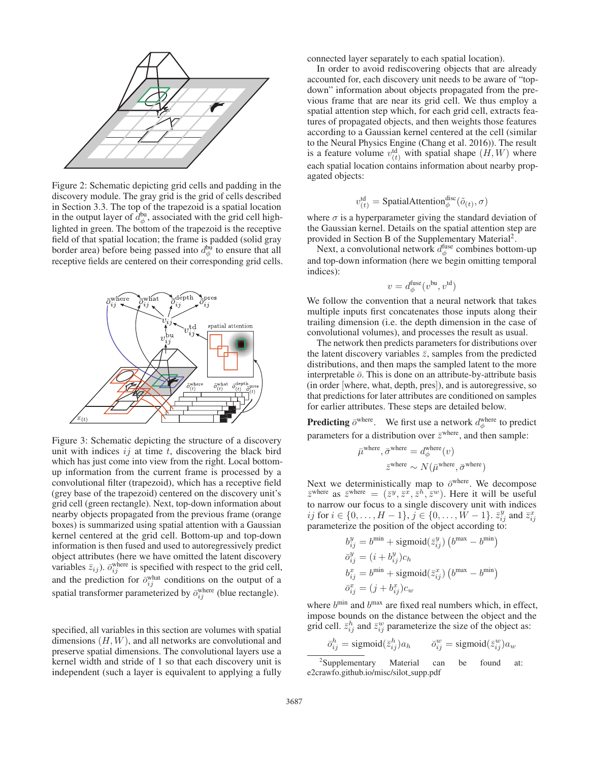Figure 2: Schematic depicting grid cells and padding in the discovery module. The gray grid is the grid of cells described in Section 3.3. The top of the trapezoid is a spatial location in the output layer of $d_\phi^{\text{bu}}$, associated with the grid cell highlighted in green. The bottom of the trapezoid is the receptive field of that spatial location; the frame is padded (solid gray border area) before being passed into $d_\phi^{\text{bu}}$ to ensure that all receptive fields are centered on their corresponding grid cells.

Figure 3: Schematic depicting the structure of a discovery unit with indices $ij$ at time $t$, discovering the black bird which has just come into view from the right. Local bottom-up information from the current frame is processed by a convolutional filter (trapezoid), which has a receptive field (grey base of the trapezoid) centered on the discovery unit's grid cell (green rectangle). Next, top-down information about nearby objects propagated from the previous frame (orange boxes) is summarized using spatial attention with a Gaussian kernel centered at the grid cell. Bottom-up and top-down information is then fused and used to autoregressively predict object attributes (here we have omitted the latent discovery variables $\bar{z}_{ij}$). $\bar{o}_{ij}^{\text{where}}$ is specified with respect to the grid cell, and the prediction for $\bar{o}_{ij}^{\text{what}}$ conditions on the output of a spatial transformer parameterized by $\bar{o}_{ij}^{\text{where}}$ (blue rectangle).

specified, all variables in this section are volumes with spatial dimensions $(H, W)$, and all networks are convolutional and preserve spatial dimensions. The convolutional layers use a kernel width and stride of 1 so that each discovery unit is independent (such a layer is equivalent to applying a fully connected layer separately to each spatial location).

In order to avoid rediscovering objects that are already accounted for, each discovery unit needs to be aware of "top-down" information about objects propagated from the previous frame that are near its grid cell. We thus employ a spatial attention step which, for each grid cell, extracts features of propagated objects, and then weights those features according to a Gaussian kernel centered at the cell (similar to the Neural Physics Engine (Chang et al. 2016)). The result is a feature volume $v_{(t)}^{\text{td}}$ with spatial shape $(H, W)$ where each spatial location contains information about nearby propagated objects:

$$v_{(t)}^{\text{td}} = \text{SpatialAttention}_\phi^{\text{disc}}(\tilde{o}_{(t)}, \sigma)$$

where $\sigma$ is a hyperparameter giving the standard deviation of the Gaussian kernel. Details on the spatial attention step are provided in Section B of the Supplementary Material[2].

Next, a convolutional network $d_\phi^{\text{fuse}}$ combines bottom-up and top-down information (here we begin omitting temporal indices):

$$v = d_\phi^{\text{fuse}}(v^{\text{bu}}, v^{\text{td}})$$

We follow the convention that a neural network that takes multiple inputs first concatenates those inputs along their trailing dimension (i.e. the depth dimension in the case of convolutional volumes), and processes the result as usual.

The network then predicts parameters for distributions over the latent discovery variables $\bar{z}$, samples from the predicted distributions, and then maps the sampled latent to the more interpretable $\bar{o}$. This is done on an attribute-by-attribute basis (in order [where, what, depth, pres]), and is autoregressive, so that predictions for later attributes are conditioned on samples for earlier attributes. These steps are detailed below.

**Predicting $\bar{o}^{\text{where}}$.** We first use a network $d_\phi^{\text{where}}$ to predict parameters for a distribution over $\bar{z}^{\text{where}}$, and then sample:

$$\bar{\mu}^{\text{where}}, \bar{\sigma}^{\text{where}} = d_\phi^{\text{where}}(v)$$
$$\bar{z}^{\text{where}} \sim N(\bar{\mu}^{\text{where}}, \bar{\sigma}^{\text{where}})$$

Next we deterministically map to $\bar{o}^{\text{where}}$. We decompose $\bar{z}^{\text{where}}$ as $\bar{z}^{\text{where}} = (\bar{z}^y, \bar{z}^x, \bar{z}^h, \bar{z}^w)$. Here it will be useful to narrow our focus to a single discovery unit with indices $ij$ for $i \in \{0, \ldots, H-1\}$, $j \in \{0, \ldots, W-1\}$. $\bar{z}_{ij}^y$ and $\bar{z}_{ij}^x$ parameterize the position of the object according to:

$$b_{ij}^y = b^{\min} + \text{sigmoid}(\bar{z}_{ij}^y)\left(b^{\max} - b^{\min}\right)$$
$$\bar{o}_{ij}^y = (i + b_{ij}^y)c_h$$
$$b_{ij}^x = b^{\min} + \text{sigmoid}(\bar{z}_{ij}^x)\left(b^{\max} - b^{\min}\right)$$
$$\bar{o}_{ij}^x = (j + b_{ij}^x)c_w$$

where $b^{\min}$ and $b^{\max}$ are fixed real numbers which, in effect, impose bounds on the distance between the object and the grid cell. $\bar{z}_{ij}^h$ and $\bar{z}_{ij}^w$ parameterize the size of the object as:

$$\bar{o}_{ij}^h = \text{sigmoid}(\bar{z}_{ij}^h)a_h \qquad \bar{o}_{ij}^w = \text{sigmoid}(\bar{z}_{ij}^w)a_w$$

[2] Supplementary Material can be found at: e2crawfo.github.io/misc/silot_supp.pdf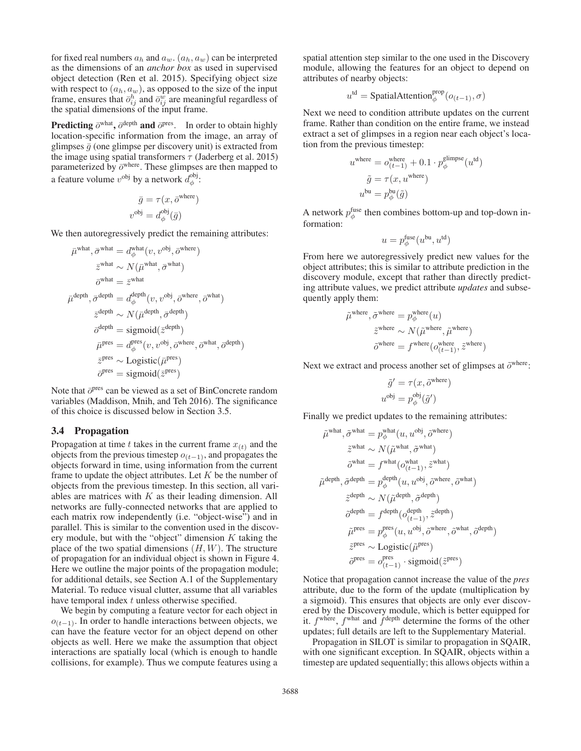for fixed real numbers $a_h$ and $a_w$. $(a_h, a_w)$ can be interpreted as the dimensions of an *anchor box* as used in supervised object detection (Ren et al. 2015). Specifying object size with respect to $(a_h, a_w)$, as opposed to the size of the input frame, ensures that $\bar{o}^h_{ij}$ and $\bar{o}^w_{ij}$ are meaningful regardless of the spatial dimensions of the input frame.

**Predicting $\bar{o}^{\text{what}}$, $\bar{o}^{\text{depth}}$ and $\bar{o}^{\text{pres}}$.** In order to obtain highly location-specific information from the image, an array of glimpses $\bar{g}$ (one glimpse per discovery unit) is extracted from the image using spatial transformers $\tau$ (Jaderberg et al. 2015) parameterized by $\bar{o}^{\text{where}}$. These glimpses are then mapped to a feature volume $v^{\text{obj}}$ by a network $d^{\text{obj}}_\phi$:

$$\bar{g} = \tau(x, \bar{o}^{\text{where}})$$
$$v^{\text{obj}} = d^{\text{obj}}_\phi(\bar{g})$$

We then autoregressively predict the remaining attributes:

$$\bar{\mu}^{\text{what}}, \bar{\sigma}^{\text{what}} = d^{\text{what}}_\phi(v, v^{\text{obj}}, \bar{o}^{\text{where}})$$
$$\bar{z}^{\text{what}} \sim N(\bar{\mu}^{\text{what}}, \bar{\sigma}^{\text{what}})$$
$$\bar{o}^{\text{what}} = \bar{z}^{\text{what}}$$
$$\bar{\mu}^{\text{depth}}, \bar{\sigma}^{\text{depth}} = d^{\text{depth}}_\phi(v, v^{\text{obj}}, \bar{o}^{\text{where}}, \bar{o}^{\text{what}})$$
$$\bar{z}^{\text{depth}} \sim N(\bar{\mu}^{\text{depth}}, \bar{\sigma}^{\text{depth}})$$
$$\bar{o}^{\text{depth}} = \text{sigmoid}(\bar{z}^{\text{depth}})$$
$$\bar{\mu}^{\text{pres}} = d^{\text{pres}}_\phi(v, v^{\text{obj}}, \bar{o}^{\text{where}}, \bar{o}^{\text{what}}, \bar{o}^{\text{depth}})$$
$$\bar{z}^{\text{pres}} \sim \text{Logistic}(\bar{\mu}^{\text{pres}})$$
$$\bar{o}^{\text{pres}} = \text{sigmoid}(\bar{z}^{\text{pres}})$$

Note that $\bar{o}^{\text{pres}}$ can be viewed as a set of BinConcrete random variables (Maddison, Mnih, and Teh 2016). The significance of this choice is discussed below in Section 3.5.

### 3.4 Propagation

Propagation at time $t$ takes in the current frame $x_{(t)}$ and the objects from the previous timestep $o_{(t-1)}$, and propagates the objects forward in time, using information from the current frame to update the object attributes. Let $K$ be the number of objects from the previous timestep. In this section, all variables are matrices with $K$ as their leading dimension. All networks are fully-connected networks that are applied to each matrix row independently (i.e. "object-wise") and in parallel. This is similar to the convention used in the discovery module, but with the "object" dimension $K$ taking the place of the two spatial dimensions $(H, W)$. The structure of propagation for an individual object is shown in Figure 4. Here we outline the major points of the propagation module; for additional details, see Section A.1 of the Supplementary Material. To reduce visual clutter, assume that all variables have temporal index $t$ unless otherwise specified.

We begin by computing a feature vector for each object in $o_{(t-1)}$. In order to handle interactions between objects, we can have the feature vector for an object depend on other objects as well. Here we make the assumption that object interactions are spatially local (which is enough to handle collisions, for example). Thus we compute features using a spatial attention step similar to the one used in the Discovery module, allowing the features for an object to depend on attributes of nearby objects:

$$u^{\text{td}} = \text{SpatialAttention}^{\text{prop}}_\phi(o_{(t-1)}, \sigma)$$

Next we need to condition attribute updates on the current frame. Rather than condition on the entire frame, we instead extract a set of glimpses in a region near each object's location from the previous timestep:

$$u^{\text{where}} = o^{\text{where}}_{(t-1)} + 0.1 \cdot p^{\text{glimpse}}_\phi(u^{\text{td}})$$
$$\tilde{g} = \tau(x, u^{\text{where}})$$
$$u^{\text{bu}} = p^{\text{bu}}_\phi(\tilde{g})$$

A network $p^{\text{fuse}}_\phi$ then combines bottom-up and top-down information:

$$u = p^{\text{fuse}}_\phi(u^{\text{bu}}, u^{\text{td}})$$

From here we autoregressively predict new values for the object attributes; this is similar to attribute prediction in the discovery module, except that rather than directly predicting attribute values, we predict attribute *updates* and subsequently apply them:

$$\tilde{\mu}^{\text{where}}, \tilde{\sigma}^{\text{where}} = p^{\text{where}}_\phi(u)$$
$$\tilde{z}^{\text{where}} \sim N(\tilde{\mu}^{\text{where}}, \tilde{\mu}^{\text{where}})$$
$$\tilde{o}^{\text{where}} = f^{\text{where}}(o^{\text{where}}_{(t-1)}, \tilde{z}^{\text{where}})$$

Next we extract and process another set of glimpses at $\tilde{o}^{\text{where}}$:

$$\tilde{g}' = \tau(x, \tilde{o}^{\text{where}})$$
$$u^{\text{obj}} = p^{\text{obj}}_\phi(\tilde{g}')$$

Finally we predict updates to the remaining attributes:

$$\tilde{\mu}^{\text{what}}, \tilde{\sigma}^{\text{what}} = p^{\text{what}}_\phi(u, u^{\text{obj}}, \tilde{o}^{\text{where}})$$
$$\tilde{z}^{\text{what}} \sim N(\tilde{\mu}^{\text{what}}, \tilde{\sigma}^{\text{what}})$$
$$\tilde{o}^{\text{what}} = f^{\text{what}}(o^{\text{what}}_{(t-1)}, \tilde{z}^{\text{what}})$$
$$\tilde{\mu}^{\text{depth}}, \tilde{\sigma}^{\text{depth}} = p^{\text{depth}}_\phi(u, u^{\text{obj}}, \tilde{o}^{\text{where}}, \tilde{o}^{\text{what}})$$
$$\tilde{z}^{\text{depth}} \sim N(\tilde{\mu}^{\text{depth}}, \tilde{\sigma}^{\text{depth}})$$
$$\tilde{o}^{\text{depth}} = f^{\text{depth}}(o^{\text{depth}}_{(t-1)}, \tilde{z}^{\text{depth}})$$
$$\tilde{\mu}^{\text{pres}} = p^{\text{pres}}_\phi(u, u^{\text{obj}}, \tilde{o}^{\text{where}}, \tilde{o}^{\text{what}}, \tilde{o}^{\text{depth}})$$
$$\tilde{z}^{\text{pres}} \sim \text{Logistic}(\tilde{\mu}^{\text{pres}})$$
$$\tilde{o}^{\text{pres}} = o^{\text{pres}}_{(t-1)} \cdot \text{sigmoid}(\tilde{z}^{\text{pres}})$$

Notice that propagation cannot increase the value of the *pres* attribute, due to the form of the update (multiplication by a sigmoid). This ensures that objects are only ever discovered by the Discovery module, which is better equipped for it. $f^{\text{where}}$, $f^{\text{what}}$ and $f^{\text{depth}}$ determine the forms of the other updates; full details are left to the Supplementary Material.

Propagation in SILOT is similar to propagation in SQAIR, with one significant exception. In SQAIR, objects within a timestep are updated sequentially; this allows objects within a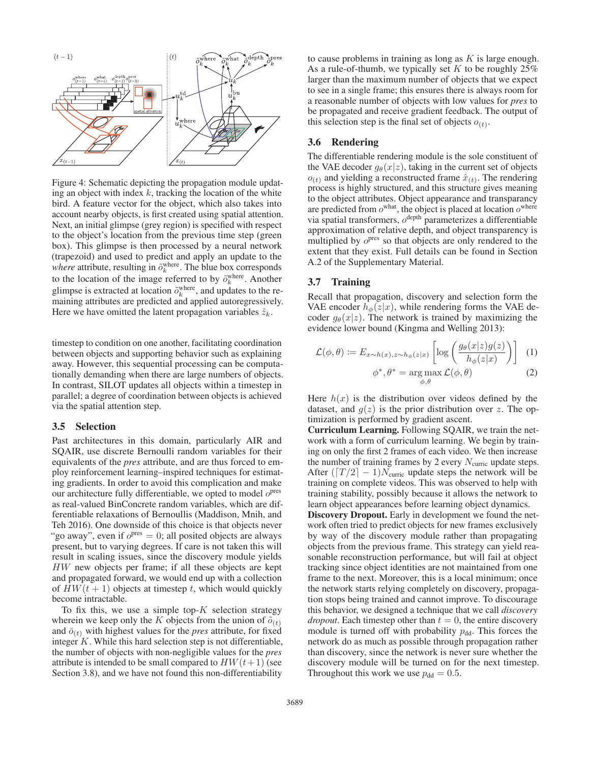Figure 4: Schematic depicting the propagation module updating an object with index $k$, tracking the location of the white bird. A feature vector for the object, which also takes into account nearby objects, is first created using spatial attention. Next, an initial glimpse (grey region) is specified with respect to the object's location from the previous time step (green box). This glimpse is then processed by a neural network (trapezoid) and used to predict and apply an update to the *where* attribute, resulting in $\tilde{o}_k^{\text{where}}$. The blue box corresponds to the location of the image referred to by $\tilde{o}_k^{\text{where}}$. Another glimpse is extracted at location $\tilde{o}_k^{\text{where}}$, and updates to the remaining attributes are predicted and applied autoregressively. Here we have omitted the latent propagation variables $\tilde{z}_k$.

timestep to condition on one another, facilitating coordination between objects and supporting behavior such as explaining away. However, this sequential processing can be computationally demanding when there are large numbers of objects. In contrast, SILOT updates all objects within a timestep in parallel; a degree of coordination between objects is achieved via the spatial attention step.

### 3.5 Selection

Past architectures in this domain, particularly AIR and SQAIR, use discrete Bernoulli random variables for their equivalents of the *pres* attribute, and are thus forced to employ reinforcement learning–inspired techniques for estimating gradients. In order to avoid this complication and make our architecture fully differentiable, we opted to model $o^{\text{pres}}$ as real-valued BinConcrete random variables, which are differentiable relaxations of Bernoullis (Maddison, Mnih, and Teh 2016). One downside of this choice is that objects never "go away", even if $o^{\text{pres}} = 0$; all posited objects are always present, but to varying degrees. If care is not taken this will result in scaling issues, since the discovery module yields $HW$ new objects per frame; if all these objects are kept and propagated forward, we would end up with a collection of $HW(t+1)$ objects at timestep $t$, which would quickly become intractable.

To fix this, we use a simple top-$K$ selection strategy wherein we keep only the $K$ objects from the union of $\tilde{o}_{(t)}$ and $\bar{o}_{(t)}$ with highest values for the *pres* attribute, for fixed integer $K$. While this hard selection step is not differentiable, the number of objects with non-negligible values for the *pres* attribute is intended to be small compared to $HW(t+1)$ (see Section 3.8), and we have not found this non-differentiability to cause problems in training as long as $K$ is large enough. As a rule-of-thumb, we typically set $K$ to be roughly 25% larger than the maximum number of objects that we expect to see in a single frame; this ensures there is always room for a reasonable number of objects with low values for *pres* to be propagated and receive gradient feedback. The output of this selection step is the final set of objects $o_{(t)}$.

### 3.6 Rendering

The differentiable rendering module is the sole constituent of the VAE decoder $g_\theta(x|z)$, taking in the current set of objects $o_{(t)}$ and yielding a reconstructed frame $\hat{x}_{(t)}$. The rendering process is highly structured, and this structure gives meaning to the object attributes. Object appearance and transparency are predicted from $o^{\text{what}}$, the object is placed at location $o^{\text{where}}$ via spatial transformers, $o^{\text{depth}}$ parameterizes a differentiable approximation of relative depth, and object transparency is multiplied by $o^{\text{pres}}$ so that objects are only rendered to the extent that they exist. Full details can be found in Section A.2 of the Supplementary Material.

### 3.7 Training

Recall that propagation, discovery and selection form the VAE encoder $h_\phi(z|x)$, while rendering forms the VAE decoder $g_\theta(x|z)$. The network is trained by maximizing the evidence lower bound (Kingma and Welling 2013):

$$\mathcal{L}(\phi, \theta) := E_{x \sim h(x), z \sim h_\phi(z|x)} \left[ \log \left( \frac{g_\theta(x|z) g(z)}{h_\phi(z|x)} \right) \right] \quad (1)$$

$$\phi^*, \theta^* = \arg\max_{\phi, \theta} \mathcal{L}(\phi, \theta) \quad (2)$$

Here $h(x)$ is the distribution over videos defined by the dataset, and $g(z)$ is the prior distribution over $z$. The optimization is performed by gradient ascent.

**Curriculum Learning.** Following SQAIR, we train the network with a form of curriculum learning. We begin by training on only the first 2 frames of each video. We then increase the number of training frames by 2 every $N_{\text{curric}}$ update steps. After $(\lceil T/2 \rceil - 1)N_{\text{curric}}$ update steps the network will be training on complete videos. This was observed to help with training stability, possibly because it allows the network to learn object appearances before learning object dynamics.

**Discovery Dropout.** Early in development we found the network often tried to predict objects for new frames exclusively by way of the discovery module rather than propagating objects from the previous frame. This strategy can yield reasonable reconstruction performance, but will fail at object tracking since object identities are not maintained from one frame to the next. Moreover, this is a local minimum; once the network starts relying completely on discovery, propagation stops being trained and cannot improve. To discourage this behavior, we designed a technique that we call *discovery dropout*. Each timestep other than $t = 0$, the entire discovery module is turned off with probability $p_{\text{dd}}$. This forces the network do as much as possible through propagation rather than discovery, since the network is never sure whether the discovery module will be turned on for the next timestep. Throughout this work we use $p_{\text{dd}} = 0.5$.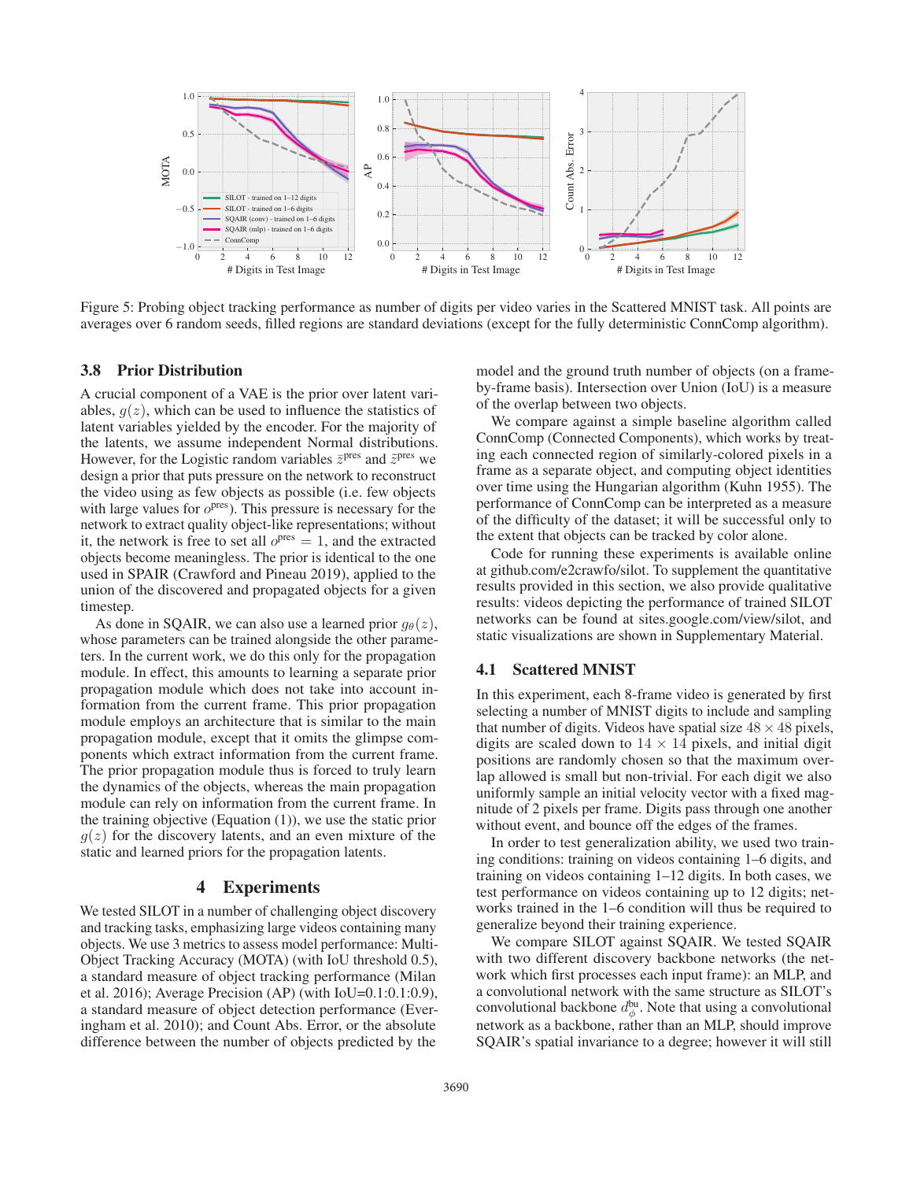Figure 5: Probing object tracking performance as number of digits per video varies in the Scattered MNIST task. All points are averages over 6 random seeds, filled regions are standard deviations (except for the fully deterministic ConnComp algorithm).

### 3.8 Prior Distribution

A crucial component of a VAE is the prior over latent variables, $g(z)$, which can be used to influence the statistics of latent variables yielded by the encoder. For the majority of the latents, we assume independent Normal distributions. However, for the Logistic random variables $\bar{z}^{\text{pres}}$ and $\tilde{z}^{\text{pres}}$ we design a prior that puts pressure on the network to reconstruct the video using as few objects as possible (i.e. few objects with large values for $o^{\text{pres}}$). This pressure is necessary for the network to extract quality object-like representations; without it, the network is free to set all $o^{\text{pres}} = 1$, and the extracted objects become meaningless. The prior is identical to the one used in SPAIR (Crawford and Pineau 2019), applied to the union of the discovered and propagated objects for a given timestep.

As done in SQAIR, we can also use a learned prior $g_\theta(z)$, whose parameters can be trained alongside the other parameters. In the current work, we do this only for the propagation module. In effect, this amounts to learning a separate prior propagation module which does not take into account information from the current frame. This prior propagation module employs an architecture that is similar to the main propagation module, except that it omits the glimpse components which extract information from the current frame. The prior propagation module thus is forced to truly learn the dynamics of the objects, whereas the main propagation module can rely on information from the current frame. In the training objective (Equation (1)), we use the static prior $g(z)$ for the discovery latents, and an even mixture of the static and learned priors for the propagation latents.

## 4 Experiments

We tested SILOT in a number of challenging object discovery and tracking tasks, emphasizing large videos containing many objects. We use 3 metrics to assess model performance: Multi-Object Tracking Accuracy (MOTA) (with IoU threshold 0.5), a standard measure of object tracking performance (Milan et al. 2016); Average Precision (AP) (with IoU=0.1:0.1:0.9), a standard measure of object detection performance (Everingham et al. 2010); and Count Abs. Error, or the absolute difference between the number of objects predicted by the model and the ground truth number of objects (on a frame-by-frame basis). Intersection over Union (IoU) is a measure of the overlap between two objects.

We compare against a simple baseline algorithm called ConnComp (Connected Components), which works by treating each connected region of similarly-colored pixels in a frame as a separate object, and computing object identities over time using the Hungarian algorithm (Kuhn 1955). The performance of ConnComp can be interpreted as a measure of the difficulty of the dataset; it will be successful only to the extent that objects can be tracked by color alone.

Code for running these experiments is available online at github.com/e2crawfo/silot. To supplement the quantitative results provided in this section, we also provide qualitative results: videos depicting the performance of trained SILOT networks can be found at sites.google.com/view/silot, and static visualizations are shown in Supplementary Material.

### 4.1 Scattered MNIST

In this experiment, each 8-frame video is generated by first selecting a number of MNIST digits to include and sampling that number of digits. Videos have spatial size $48 \times 48$ pixels, digits are scaled down to $14 \times 14$ pixels, and initial digit positions are randomly chosen so that the maximum overlap allowed is small but non-trivial. For each digit we also uniformly sample an initial velocity vector with a fixed magnitude of 2 pixels per frame. Digits pass through one another without event, and bounce off the edges of the frames.

In order to test generalization ability, we used two training conditions: training on videos containing 1–6 digits, and training on videos containing 1–12 digits. In both cases, we test performance on videos containing up to 12 digits; networks trained in the 1–6 condition will thus be required to generalize beyond their training experience.

We compare SILOT against SQAIR. We tested SQAIR with two different discovery backbone networks (the network which first processes each input frame): an MLP, and a convolutional network with the same structure as SILOT's convolutional backbone $d_\phi^{\text{bu}}$. Note that using a convolutional network as a backbone, rather than an MLP, should improve SQAIR's spatial invariance to a degree; however it will still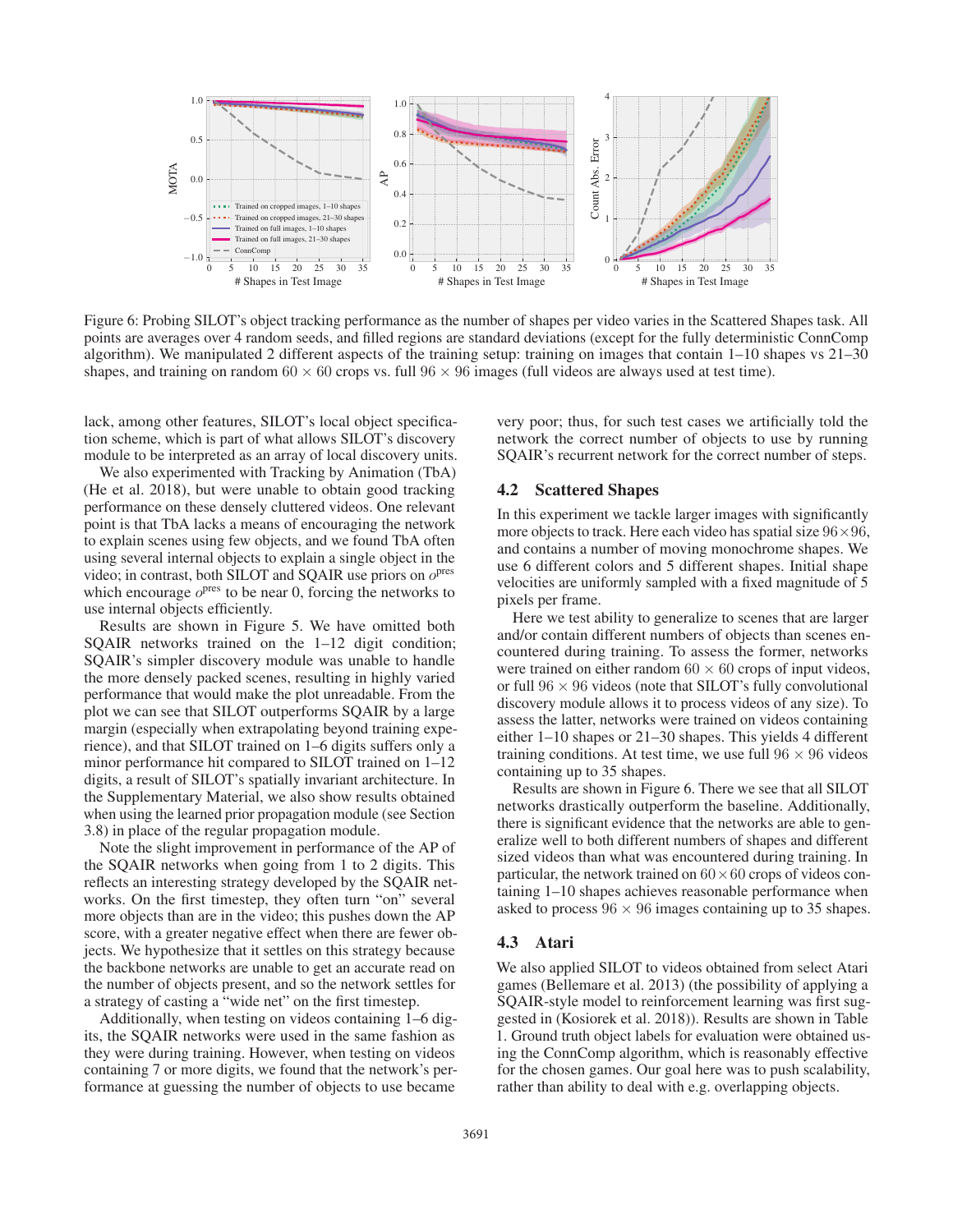Figure 6: Probing SILOT's object tracking performance as the number of shapes per video varies in the Scattered Shapes task. All points are averages over 4 random seeds, and filled regions are standard deviations (except for the fully deterministic ConnComp algorithm). We manipulated 2 different aspects of the training setup: training on images that contain 1–10 shapes vs 21–30 shapes, and training on random $60 \times 60$ crops vs. full $96 \times 96$ images (full videos are always used at test time).

lack, among other features, SILOT's local object specification scheme, which is part of what allows SILOT's discovery module to be interpreted as an array of local discovery units.

We also experimented with Tracking by Animation (TbA) (He et al. 2018), but were unable to obtain good tracking performance on these densely cluttered videos. One relevant point is that TbA lacks a means of encouraging the network to explain scenes using few objects, and we found TbA often using several internal objects to explain a single object in the video; in contrast, both SILOT and SQAIR use priors on $o^{\text{pres}}$ which encourage $o^{\text{pres}}$ to be near 0, forcing the networks to use internal objects efficiently.

Results are shown in Figure 5. We have omitted both SQAIR networks trained on the 1–12 digit condition; SQAIR's simpler discovery module was unable to handle the more densely packed scenes, resulting in highly varied performance that would make the plot unreadable. From the plot we can see that SILOT outperforms SQAIR by a large margin (especially when extrapolating beyond training experience), and that SILOT trained on 1–6 digits suffers only a minor performance hit compared to SILOT trained on 1–12 digits, a result of SILOT's spatially invariant architecture. In the Supplementary Material, we also show results obtained when using the learned prior propagation module (see Section 3.8) in place of the regular propagation module.

Note the slight improvement in performance of the AP of the SQAIR networks when going from 1 to 2 digits. This reflects an interesting strategy developed by the SQAIR networks. On the first timestep, they often turn "on" several more objects than are in the video; this pushes down the AP score, with a greater negative effect when there are fewer objects. We hypothesize that it settles on this strategy because the backbone networks are unable to get an accurate read on the number of objects present, and so the network settles for a strategy of casting a "wide net" on the first timestep.

Additionally, when testing on videos containing 1–6 digits, the SQAIR networks were used in the same fashion as they were during training. However, when testing on videos containing 7 or more digits, we found that the network's performance at guessing the number of objects to use became very poor; thus, for such test cases we artificially told the network the correct number of objects to use by running SQAIR's recurrent network for the correct number of steps.

## 4.2 Scattered Shapes

In this experiment we tackle larger images with significantly more objects to track. Here each video has spatial size $96 \times 96$, and contains a number of moving monochrome shapes. We use 6 different colors and 5 different shapes. Initial shape velocities are uniformly sampled with a fixed magnitude of 5 pixels per frame.

Here we test ability to generalize to scenes that are larger and/or contain different numbers of objects than scenes encountered during training. To assess the former, networks were trained on either random $60 \times 60$ crops of input videos, or full $96 \times 96$ videos (note that SILOT's fully convolutional discovery module allows it to process videos of any size). To assess the latter, networks were trained on videos containing either 1–10 shapes or 21–30 shapes. This yields 4 different training conditions. At test time, we use full $96 \times 96$ videos containing up to 35 shapes.

Results are shown in Figure 6. There we see that all SILOT networks drastically outperform the baseline. Additionally, there is significant evidence that the networks are able to generalize well to both different numbers of shapes and different sized videos than what was encountered during training. In particular, the network trained on $60 \times 60$ crops of videos containing 1–10 shapes achieves reasonable performance when asked to process $96 \times 96$ images containing up to 35 shapes.

## 4.3 Atari

We also applied SILOT to videos obtained from select Atari games (Bellemare et al. 2013) (the possibility of applying a SQAIR-style model to reinforcement learning was first suggested in (Kosiorek et al. 2018)). Results are shown in Table 1. Ground truth object labels for evaluation were obtained using the ConnComp algorithm, which is reasonably effective for the chosen games. Our goal here was to push scalability, rather than ability to deal with e.g. overlapping objects.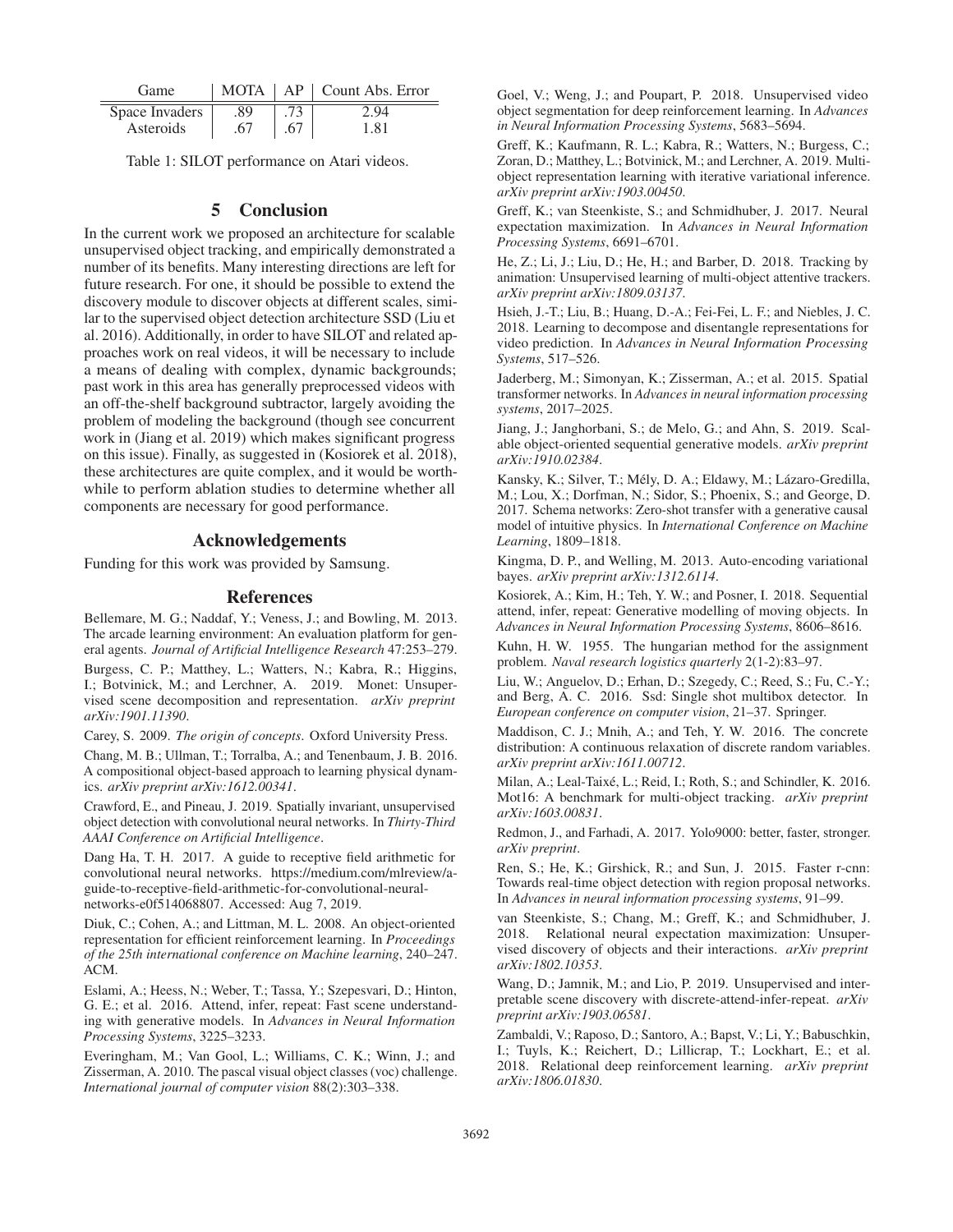| Game | MOTA | AP | Count Abs. Error |
| --- | --- | --- | --- |
| Space Invaders | .89 | .73 | 2.94 |
| Asteroids | .67 | .67 | 1.81 |

Table 1: SILOT performance on Atari videos.

## 5 Conclusion

In the current work we proposed an architecture for scalable unsupervised object tracking, and empirically demonstrated a number of its benefits. Many interesting directions are left for future research. For one, it should be possible to extend the discovery module to discover objects at different scales, similar to the supervised object detection architecture SSD (Liu et al. 2016). Additionally, in order to have SILOT and related approaches work on real videos, it will be necessary to include a means of dealing with complex, dynamic backgrounds; past work in this area has generally preprocessed videos with an off-the-shelf background subtractor, largely avoiding the problem of modeling the background (though see concurrent work in (Jiang et al. 2019) which makes significant progress on this issue). Finally, as suggested in (Kosiorek et al. 2018), these architectures are quite complex, and it would be worthwhile to perform ablation studies to determine whether all components are necessary for good performance.

## Acknowledgements

Funding for this work was provided by Samsung.

## References

Bellemare, M. G.; Naddaf, Y.; Veness, J.; and Bowling, M. 2013. The arcade learning environment: An evaluation platform for general agents. *Journal of Artificial Intelligence Research* 47:253–279.

Burgess, C. P.; Matthey, L.; Watters, N.; Kabra, R.; Higgins, I.; Botvinick, M.; and Lerchner, A. 2019. Monet: Unsupervised scene decomposition and representation. *arXiv preprint arXiv:1901.11390*.

Carey, S. 2009. *The origin of concepts*. Oxford University Press.

Chang, M. B.; Ullman, T.; Torralba, A.; and Tenenbaum, J. B. 2016. A compositional object-based approach to learning physical dynamics. *arXiv preprint arXiv:1612.00341*.

Crawford, E., and Pineau, J. 2019. Spatially invariant, unsupervised object detection with convolutional neural networks. In *Thirty-Third AAAI Conference on Artificial Intelligence*.

Dang Ha, T. H. 2017. A guide to receptive field arithmetic for convolutional neural networks. https://medium.com/mlreview/a-guide-to-receptive-field-arithmetic-for-convolutional-neural-networks-e0f514068807. Accessed: Aug 7, 2019.

Diuk, C.; Cohen, A.; and Littman, M. L. 2008. An object-oriented representation for efficient reinforcement learning. In *Proceedings of the 25th international conference on Machine learning*, 240–247. ACM.

Eslami, A.; Heess, N.; Weber, T.; Tassa, Y.; Szepesvari, D.; Hinton, G. E.; et al. 2016. Attend, infer, repeat: Fast scene understanding with generative models. In *Advances in Neural Information Processing Systems*, 3225–3233.

Everingham, M.; Van Gool, L.; Williams, C. K.; Winn, J.; and Zisserman, A. 2010. The pascal visual object classes (voc) challenge. *International journal of computer vision* 88(2):303–338.

Goel, V.; Weng, J.; and Poupart, P. 2018. Unsupervised video object segmentation for deep reinforcement learning. In *Advances in Neural Information Processing Systems*, 5683–5694.

Greff, K.; Kaufmann, R. L.; Kabra, R.; Watters, N.; Burgess, C.; Zoran, D.; Matthey, L.; Botvinick, M.; and Lerchner, A. 2019. Multi-object representation learning with iterative variational inference. *arXiv preprint arXiv:1903.00450*.

Greff, K.; van Steenkiste, S.; and Schmidhuber, J. 2017. Neural expectation maximization. In *Advances in Neural Information Processing Systems*, 6691–6701.

He, Z.; Li, J.; Liu, D.; He, H.; and Barber, D. 2018. Tracking by animation: Unsupervised learning of multi-object attentive trackers. *arXiv preprint arXiv:1809.03137*.

Hsieh, J.-T.; Liu, B.; Huang, D.-A.; Fei-Fei, L. F.; and Niebles, J. C. 2018. Learning to decompose and disentangle representations for video prediction. In *Advances in Neural Information Processing Systems*, 517–526.

Jaderberg, M.; Simonyan, K.; Zisserman, A.; et al. 2015. Spatial transformer networks. In *Advances in neural information processing systems*, 2017–2025.

Jiang, J.; Janghorbani, S.; de Melo, G.; and Ahn, S. 2019. Scalable object-oriented sequential generative models. *arXiv preprint arXiv:1910.02384*.

Kansky, K.; Silver, T.; Mély, D. A.; Eldawy, M.; Lázaro-Gredilla, M.; Lou, X.; Dorfman, N.; Sidor, S.; Phoenix, S.; and George, D. 2017. Schema networks: Zero-shot transfer with a generative causal model of intuitive physics. In *International Conference on Machine Learning*, 1809–1818.

Kingma, D. P., and Welling, M. 2013. Auto-encoding variational bayes. *arXiv preprint arXiv:1312.6114*.

Kosiorek, A.; Kim, H.; Teh, Y. W.; and Posner, I. 2018. Sequential attend, infer, repeat: Generative modelling of moving objects. In *Advances in Neural Information Processing Systems*, 8606–8616.

Kuhn, H. W. 1955. The hungarian method for the assignment problem. *Naval research logistics quarterly* 2(1-2):83–97.

Liu, W.; Anguelov, D.; Erhan, D.; Szegedy, C.; Reed, S.; Fu, C.-Y.; and Berg, A. C. 2016. Ssd: Single shot multibox detector. In *European conference on computer vision*, 21–37. Springer.

Maddison, C. J.; Mnih, A.; and Teh, Y. W. 2016. The concrete distribution: A continuous relaxation of discrete random variables. *arXiv preprint arXiv:1611.00712*.

Milan, A.; Leal-Taixé, L.; Reid, I.; Roth, S.; and Schindler, K. 2016. Mot16: A benchmark for multi-object tracking. *arXiv preprint arXiv:1603.00831*.

Redmon, J., and Farhadi, A. 2017. Yolo9000: better, faster, stronger. *arXiv preprint*.

Ren, S.; He, K.; Girshick, R.; and Sun, J. 2015. Faster r-cnn: Towards real-time object detection with region proposal networks. In *Advances in neural information processing systems*, 91–99.

van Steenkiste, S.; Chang, M.; Greff, K.; and Schmidhuber, J. 2018. Relational neural expectation maximization: Unsupervised discovery of objects and their interactions. *arXiv preprint arXiv:1802.10353*.

Wang, D.; Jamnik, M.; and Lio, P. 2019. Unsupervised and interpretable scene discovery with discrete-attend-infer-repeat. *arXiv preprint arXiv:1903.06581*.

Zambaldi, V.; Raposo, D.; Santoro, A.; Bapst, V.; Li, Y.; Babuschkin, I.; Tuyls, K.; Reichert, D.; Lillicrap, T.; Lockhart, E.; et al. 2018. Relational deep reinforcement learning. *arXiv preprint arXiv:1806.01830*.